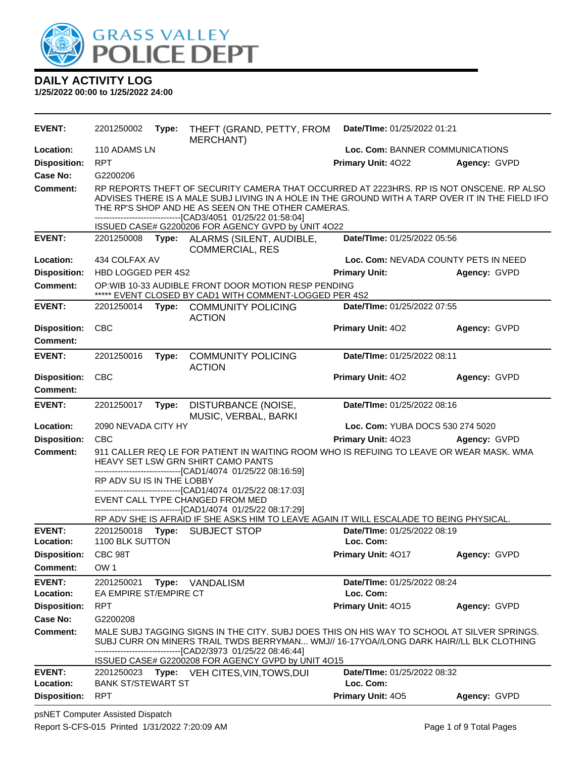# GRASS VALLEY POLICE DEPT

## DAILY ACTIVITY LOG

**1/25/2022 00:00 to 1/25/2022 24:00**

---

**EVENT:** 2201250002 **Type:** THEFT (GRAND, PETTY, FROM MERCHANT) **Date/TIme:** 01/25/2022 01:21
**Location:** 110 ADAMS LN **Loc. Com:** BANNER COMMUNICATIONS
**Disposition:** RPT **Primary Unit:** 4O22 **Agency:** GVPD
**Case No:** G2200206
**Comment:** RP REPORTS THEFT OF SECURITY CAMERA THAT OCCURRED AT 2223HRS. RP IS NOT ONSCENE. RP ALSO ADVISES THERE IS A MALE SUBJ LIVING IN A HOLE IN THE GROUND WITH A TARP OVER IT IN THE FIELD IFO THE RP'S SHOP AND HE AS SEEN ON THE OTHER CAMERAS.
------------------------------[CAD3/4051 01/25/22 01:58:04]
ISSUED CASE# G2200206 FOR AGENCY GVPD by UNIT 4O22

---

**EVENT:** 2201250008 **Type:** ALARMS (SILENT, AUDIBLE, COMMERCIAL, RES **Date/TIme:** 01/25/2022 05:56
**Location:** 434 COLFAX AV **Loc. Com:** NEVADA COUNTY PETS IN NEED
**Disposition:** HBD LOGGED PER 4S2 **Primary Unit:** **Agency:** GVPD
**Comment:** OP:WIB 10-33 AUDIBLE FRONT DOOR MOTION RESP PENDING
***** EVENT CLOSED BY CAD1 WITH COMMENT-LOGGED PER 4S2

---

**EVENT:** 2201250014 **Type:** COMMUNITY POLICING ACTION **Date/TIme:** 01/25/2022 07:55
**Disposition:** CBC **Primary Unit:** 4O2 **Agency:** GVPD
**Comment:**

---

**EVENT:** 2201250016 **Type:** COMMUNITY POLICING ACTION **Date/TIme:** 01/25/2022 08:11
**Disposition:** CBC **Primary Unit:** 4O2 **Agency:** GVPD
**Comment:**

---

**EVENT:** 2201250017 **Type:** DISTURBANCE (NOISE, MUSIC, VERBAL, BARKI **Date/TIme:** 01/25/2022 08:16
**Location:** 2090 NEVADA CITY HY **Loc. Com:** YUBA DOCS 530 274 5020
**Disposition:** CBC **Primary Unit:** 4O23 **Agency:** GVPD
**Comment:** 911 CALLER REQ LE FOR PATIENT IN WAITING ROOM WHO IS REFUING TO LEAVE OR WEAR MASK. WMA HEAVY SET LSW GRN SHIRT CAMO PANTS
------------------------------[CAD1/4074 01/25/22 08:16:59]
RP ADV SU IS IN THE LOBBY
------------------------------[CAD1/4074 01/25/22 08:17:03]
EVENT CALL TYPE CHANGED FROM MED
------------------------------[CAD1/4074 01/25/22 08:17:29]
RP ADV SHE IS AFRAID IF SHE ASKS HIM TO LEAVE AGAIN IT WILL ESCALADE TO BEING PHYSICAL.

---

**EVENT:** 2201250018 **Type:** SUBJECT STOP **Date/TIme:** 01/25/2022 08:19
**Location:** 1100 BLK SUTTON **Loc. Com:**
**Disposition:** CBC 98T **Primary Unit:** 4O17 **Agency:** GVPD
**Comment:** OW 1

---

**EVENT:** 2201250021 **Type:** VANDALISM **Date/TIme:** 01/25/2022 08:24
**Location:** EA EMPIRE ST/EMPIRE CT **Loc. Com:**
**Disposition:** RPT **Primary Unit:** 4O15 **Agency:** GVPD
**Case No:** G2200208
**Comment:** MALE SUBJ TAGGING SIGNS IN THE CITY. SUBJ DOES THIS ON HIS WAY TO SCHOOL AT SILVER SPRINGS. SUBJ CURR ON MINERS TRAIL TWDS BERRYMAN... WMJ// 16-17YOA//LONG DARK HAIR//LL BLK CLOTHING
------------------------------[CAD2/3973 01/25/22 08:46:44]
ISSUED CASE# G2200208 FOR AGENCY GVPD by UNIT 4O15

---

**EVENT:** 2201250023 **Type:** VEH CITES,VIN,TOWS,DUI **Date/TIme:** 01/25/2022 08:32
**Location:** BANK ST/STEWART ST **Loc. Com:**
**Disposition:** RPT **Primary Unit:** 4O5 **Agency:** GVPD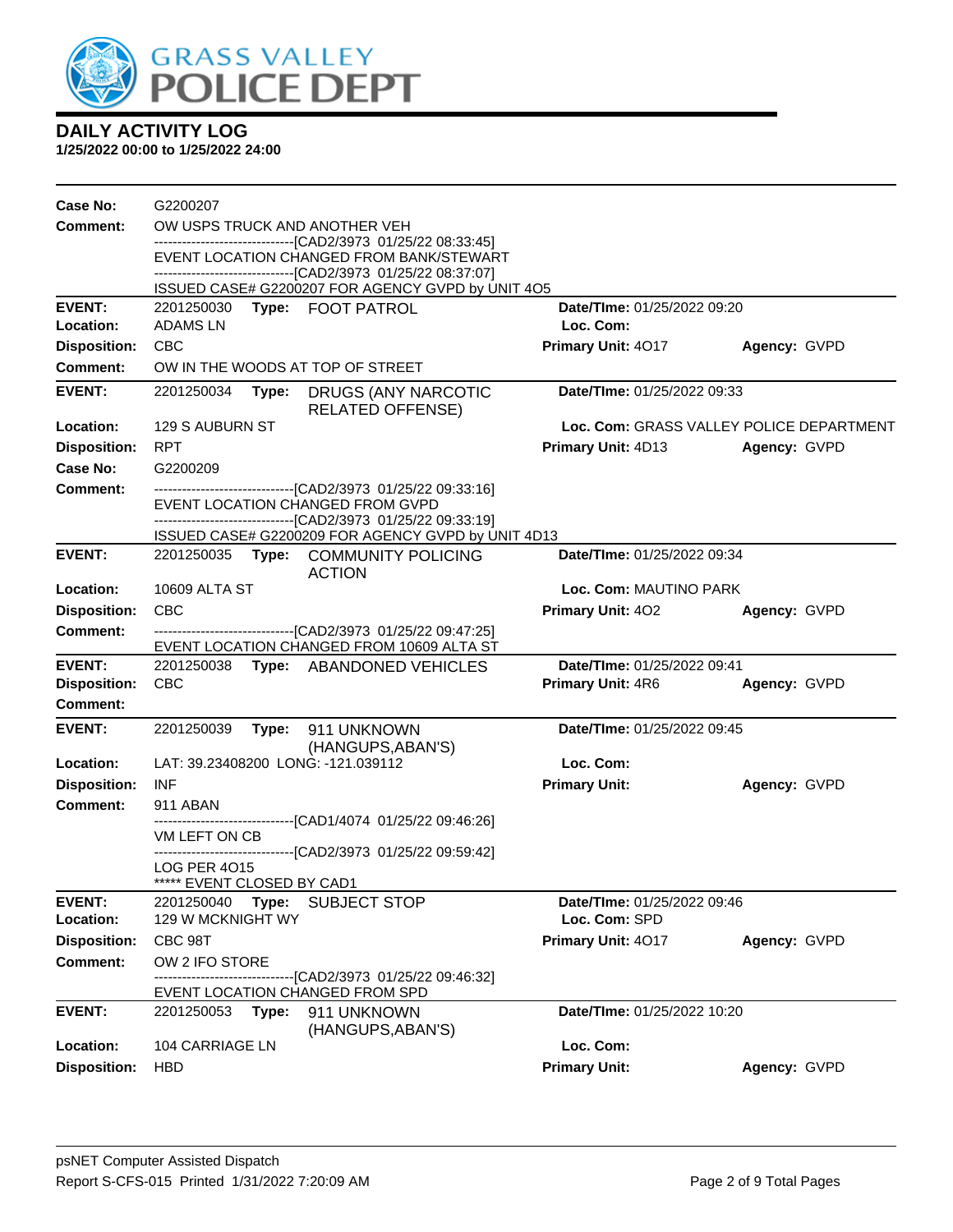# GRASS VALLEY POLICE DEPT

## DAILY ACTIVITY LOG

**1/25/2022 00:00 to 1/25/2022 24:00**

**Case No:** G2200207

**Comment:** OW USPS TRUCK AND ANOTHER VEH
------------------------------[CAD2/3973 01/25/22 08:33:45]
EVENT LOCATION CHANGED FROM BANK/STEWART
------------------------------[CAD2/3973 01/25/22 08:37:07]
ISSUED CASE# G2200207 FOR AGENCY GVPD by UNIT 4O5

---

**EVENT:** 2201250030 **Type:** FOOT PATROL **Date/TIme:** 01/25/2022 09:20
**Location:** ADAMS LN **Loc. Com:**
**Disposition:** CBC **Primary Unit:** 4O17 **Agency:** GVPD
**Comment:** OW IN THE WOODS AT TOP OF STREET

---

**EVENT:** 2201250034 **Type:** DRUGS (ANY NARCOTIC RELATED OFFENSE) **Date/TIme:** 01/25/2022 09:33
**Location:** 129 S AUBURN ST **Loc. Com:** GRASS VALLEY POLICE DEPARTMENT
**Disposition:** RPT **Primary Unit:** 4D13 **Agency:** GVPD
**Case No:** G2200209
**Comment:** ------------------------------[CAD2/3973 01/25/22 09:33:16]
EVENT LOCATION CHANGED FROM GVPD
------------------------------[CAD2/3973 01/25/22 09:33:19]
ISSUED CASE# G2200209 FOR AGENCY GVPD by UNIT 4D13

---

**EVENT:** 2201250035 **Type:** COMMUNITY POLICING ACTION **Date/TIme:** 01/25/2022 09:34
**Location:** 10609 ALTA ST **Loc. Com:** MAUTINO PARK
**Disposition:** CBC **Primary Unit:** 4O2 **Agency:** GVPD
**Comment:** ------------------------------[CAD2/3973 01/25/22 09:47:25]
EVENT LOCATION CHANGED FROM 10609 ALTA ST

---

**EVENT:** 2201250038 **Type:** ABANDONED VEHICLES **Date/TIme:** 01/25/2022 09:41
**Disposition:** CBC **Primary Unit:** 4R6 **Agency:** GVPD
**Comment:**

---

**EVENT:** 2201250039 **Type:** 911 UNKNOWN (HANGUPS,ABAN'S) **Date/TIme:** 01/25/2022 09:45
**Location:** LAT: 39.23408200 LONG: -121.039112 **Loc. Com:**
**Disposition:** INF **Primary Unit:** **Agency:** GVPD
**Comment:** 911 ABAN
------------------------------[CAD1/4074 01/25/22 09:46:26]
VM LEFT ON CB
------------------------------[CAD2/3973 01/25/22 09:59:42]
LOG PER 4O15
***** EVENT CLOSED BY CAD1

---

**EVENT:** 2201250040 **Type:** SUBJECT STOP **Date/TIme:** 01/25/2022 09:46
**Location:** 129 W MCKNIGHT WY **Loc. Com:** SPD
**Disposition:** CBC 98T **Primary Unit:** 4O17 **Agency:** GVPD
**Comment:** OW 2 IFO STORE
------------------------------[CAD2/3973 01/25/22 09:46:32]
EVENT LOCATION CHANGED FROM SPD

---

**EVENT:** 2201250053 **Type:** 911 UNKNOWN (HANGUPS,ABAN'S) **Date/TIme:** 01/25/2022 10:20
**Location:** 104 CARRIAGE LN **Loc. Com:**
**Disposition:** HBD **Primary Unit:** **Agency:** GVPD

psNET Computer Assisted Dispatch
Report S-CFS-015 Printed 1/31/2022 7:20:09 AM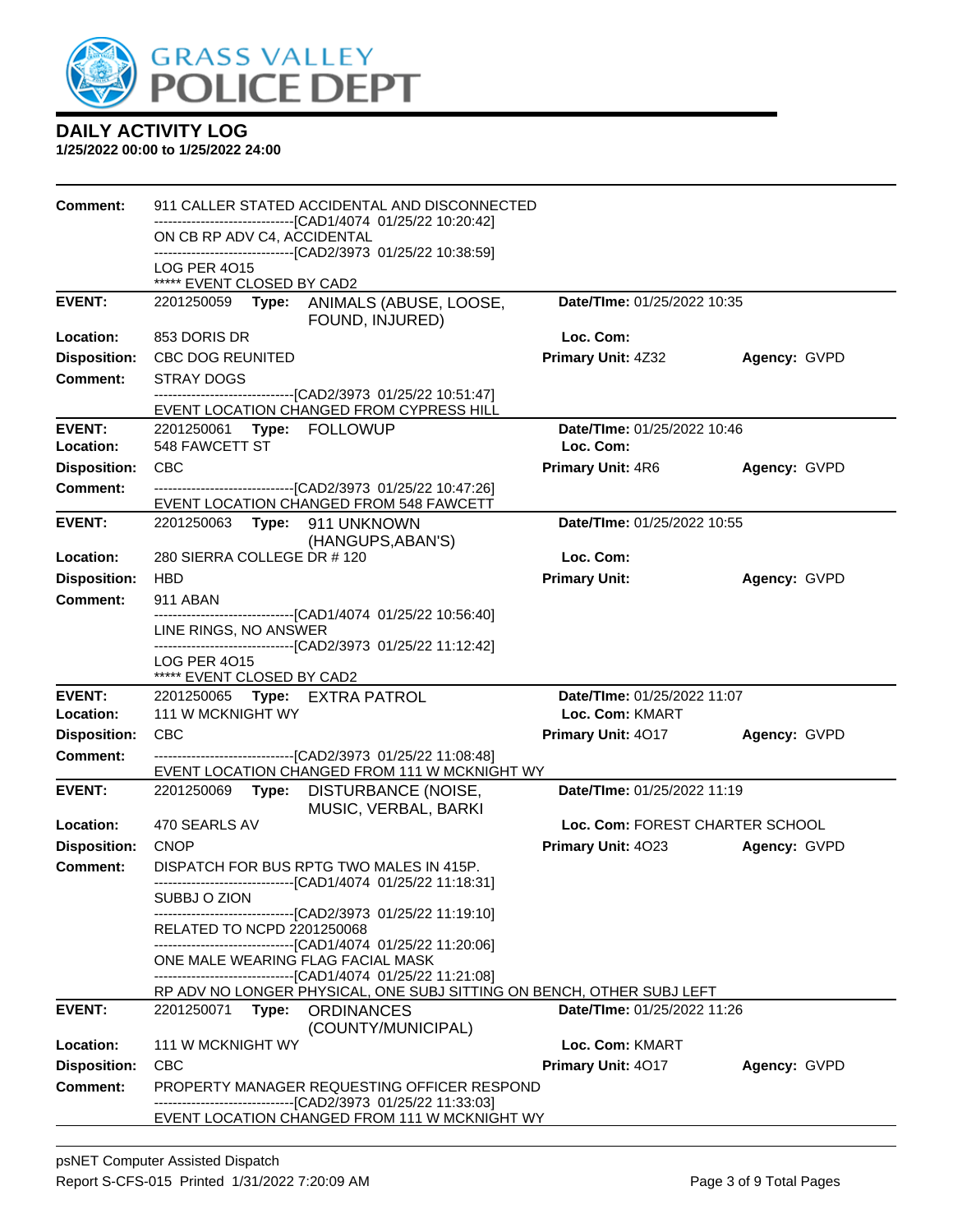# DAILY ACTIVITY LOG

**1/25/2022 00:00 to 1/25/2022 24:00**

**Comment:** 911 CALLER STATED ACCIDENTAL AND DISCONNECTED
------------------------------[CAD1/4074 01/25/22 10:20:42]
ON CB RP ADV C4, ACCIDENTAL
------------------------------[CAD2/3973 01/25/22 10:38:59]
LOG PER 4O15
***** EVENT CLOSED BY CAD2

---

**EVENT:** 2201250059 **Type:** ANIMALS (ABUSE, LOOSE, FOUND, INJURED) **Date/TIme:** 01/25/2022 10:35
**Location:** 853 DORIS DR **Loc. Com:**
**Disposition:** CBC DOG REUNITED **Primary Unit:** 4Z32 **Agency:** GVPD
**Comment:** STRAY DOGS
------------------------------[CAD2/3973 01/25/22 10:51:47]
EVENT LOCATION CHANGED FROM CYPRESS HILL

---

**EVENT:** 2201250061 **Type:** FOLLOWUP **Date/TIme:** 01/25/2022 10:46
**Location:** 548 FAWCETT ST **Loc. Com:**
**Disposition:** CBC **Primary Unit:** 4R6 **Agency:** GVPD
**Comment:** ------------------------------[CAD2/3973 01/25/22 10:47:26]
EVENT LOCATION CHANGED FROM 548 FAWCETT

---

**EVENT:** 2201250063 **Type:** 911 UNKNOWN (HANGUPS,ABAN'S) **Date/TIme:** 01/25/2022 10:55
**Location:** 280 SIERRA COLLEGE DR # 120 **Loc. Com:**
**Disposition:** HBD **Primary Unit:** **Agency:** GVPD
**Comment:** 911 ABAN
------------------------------[CAD1/4074 01/25/22 10:56:40]
LINE RINGS, NO ANSWER
------------------------------[CAD2/3973 01/25/22 11:12:42]
LOG PER 4O15
***** EVENT CLOSED BY CAD2

---

**EVENT:** 2201250065 **Type:** EXTRA PATROL **Date/TIme:** 01/25/2022 11:07
**Location:** 111 W MCKNIGHT WY **Loc. Com:** KMART
**Disposition:** CBC **Primary Unit:** 4O17 **Agency:** GVPD
**Comment:** ------------------------------[CAD2/3973 01/25/22 11:08:48]
EVENT LOCATION CHANGED FROM 111 W MCKNIGHT WY

---

**EVENT:** 2201250069 **Type:** DISTURBANCE (NOISE, MUSIC, VERBAL, BARKI **Date/TIme:** 01/25/2022 11:19
**Location:** 470 SEARLS AV **Loc. Com:** FOREST CHARTER SCHOOL
**Disposition:** CNOP **Primary Unit:** 4O23 **Agency:** GVPD
**Comment:** DISPATCH FOR BUS RPTG TWO MALES IN 415P.
------------------------------[CAD1/4074 01/25/22 11:18:31]
SUBBJ O ZION
------------------------------[CAD2/3973 01/25/22 11:19:10]
RELATED TO NCPD 2201250068
------------------------------[CAD1/4074 01/25/22 11:20:06]
ONE MALE WEARING FLAG FACIAL MASK
------------------------------[CAD1/4074 01/25/22 11:21:08]
RP ADV NO LONGER PHYSICAL, ONE SUBJ SITTING ON BENCH, OTHER SUBJ LEFT

---

**EVENT:** 2201250071 **Type:** ORDINANCES (COUNTY/MUNICIPAL) **Date/TIme:** 01/25/2022 11:26
**Location:** 111 W MCKNIGHT WY **Loc. Com:** KMART
**Disposition:** CBC **Primary Unit:** 4O17 **Agency:** GVPD
**Comment:** PROPERTY MANAGER REQUESTING OFFICER RESPOND
------------------------------[CAD2/3973 01/25/22 11:33:03]
EVENT LOCATION CHANGED FROM 111 W MCKNIGHT WY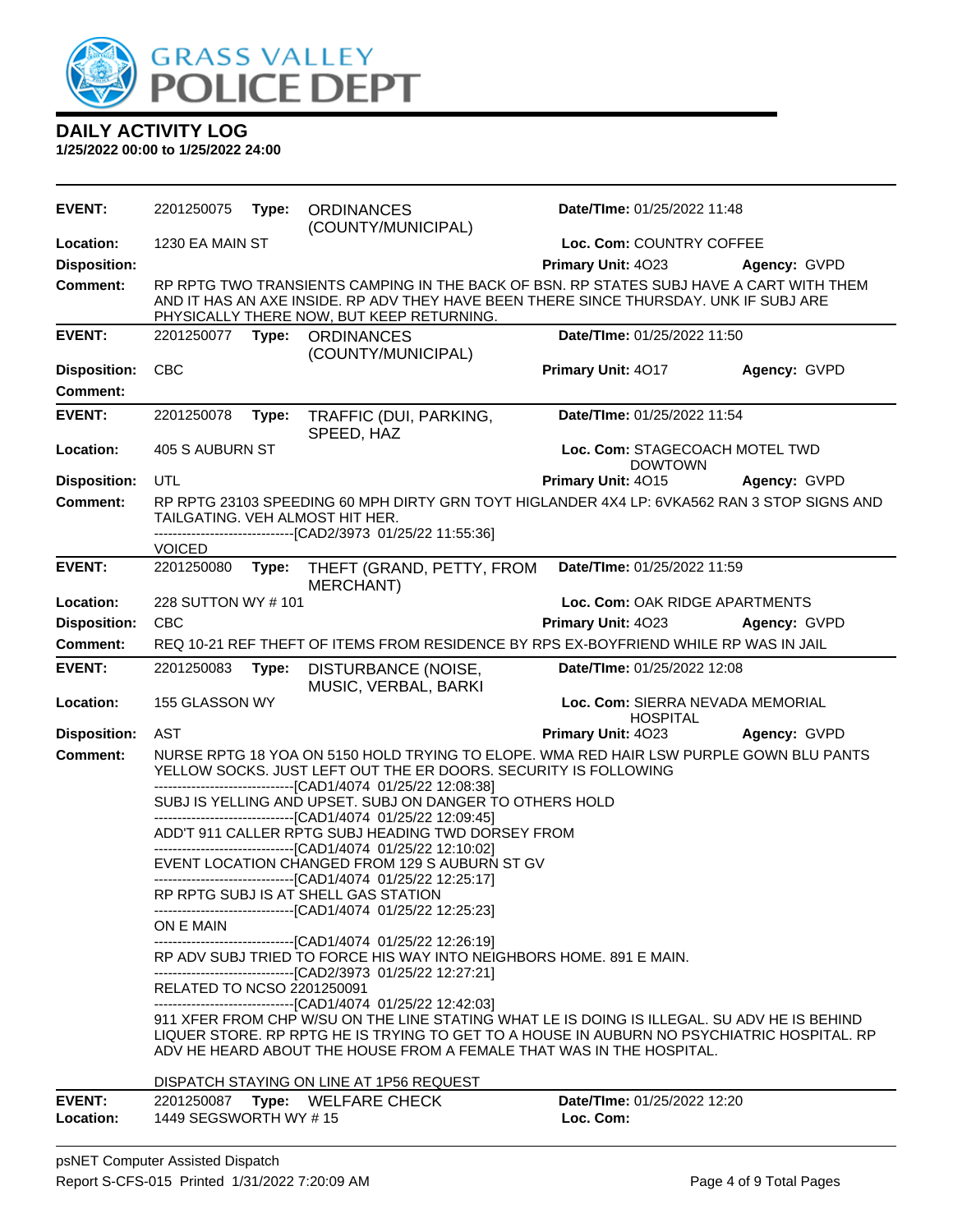# DAILY ACTIVITY LOG

**1/25/2022 00:00 to 1/25/2022 24:00**

| | | | |
|---|---|---|---|
| **EVENT:** 2201250075 **Type:** ORDINANCES (COUNTY/MUNICIPAL) | | **Date/TIme:** 01/25/2022 11:48 | |
| **Location:** 1230 EA MAIN ST | | **Loc. Com:** COUNTRY COFFEE | |
| **Disposition:** | | **Primary Unit:** 4O23 | **Agency:** GVPD |

**Comment:** RP RPTG TWO TRANSIENTS CAMPING IN THE BACK OF BSN. RP STATES SUBJ HAVE A CART WITH THEM AND IT HAS AN AXE INSIDE. RP ADV THEY HAVE BEEN THERE SINCE THURSDAY. UNK IF SUBJ ARE PHYSICALLY THERE NOW, BUT KEEP RETURNING.

---

| | | | |
|---|---|---|---|
| **EVENT:** 2201250077 **Type:** ORDINANCES (COUNTY/MUNICIPAL) | | **Date/TIme:** 01/25/2022 11:50 | |
| **Disposition:** CBC | | **Primary Unit:** 4O17 | **Agency:** GVPD |

**Comment:**

---

| | | | |
|---|---|---|---|
| **EVENT:** 2201250078 **Type:** TRAFFIC (DUI, PARKING, SPEED, HAZ | | **Date/TIme:** 01/25/2022 11:54 | |
| **Location:** 405 S AUBURN ST | | **Loc. Com:** STAGECOACH MOTEL TWD DOWTOWN | |
| **Disposition:** UTL | | **Primary Unit:** 4O15 | **Agency:** GVPD |

**Comment:** RP RPTG 23103 SPEEDING 60 MPH DIRTY GRN TOYT HIGLANDER 4X4 LP: 6VKA562 RAN 3 STOP SIGNS AND TAILGATING. VEH ALMOST HIT HER.
-------------------------------[CAD2/3973 01/25/22 11:55:36]
VOICED

---

| | | | |
|---|---|---|---|
| **EVENT:** 2201250080 **Type:** THEFT (GRAND, PETTY, FROM MERCHANT) | | **Date/TIme:** 01/25/2022 11:59 | |
| **Location:** 228 SUTTON WY # 101 | | **Loc. Com:** OAK RIDGE APARTMENTS | |
| **Disposition:** CBC | | **Primary Unit:** 4O23 | **Agency:** GVPD |

**Comment:** REQ 10-21 REF THEFT OF ITEMS FROM RESIDENCE BY RPS EX-BOYFRIEND WHILE RP WAS IN JAIL

---

| | | | |
|---|---|---|---|
| **EVENT:** 2201250083 **Type:** DISTURBANCE (NOISE, MUSIC, VERBAL, BARKI | | **Date/TIme:** 01/25/2022 12:08 | |
| **Location:** 155 GLASSON WY | | **Loc. Com:** SIERRA NEVADA MEMORIAL HOSPITAL | |
| **Disposition:** AST | | **Primary Unit:** 4O23 | **Agency:** GVPD |

**Comment:** NURSE RPTG 18 YOA ON 5150 HOLD TRYING TO ELOPE. WMA RED HAIR LSW PURPLE GOWN BLU PANTS YELLOW SOCKS. JUST LEFT OUT THE ER DOORS. SECURITY IS FOLLOWING
-------------------------------[CAD1/4074 01/25/22 12:08:38]
SUBJ IS YELLING AND UPSET. SUBJ ON DANGER TO OTHERS HOLD
-------------------------------[CAD1/4074 01/25/22 12:09:45]
ADD'T 911 CALLER RPTG SUBJ HEADING TWD DORSEY FROM
-------------------------------[CAD1/4074 01/25/22 12:10:02]
EVENT LOCATION CHANGED FROM 129 S AUBURN ST GV
-------------------------------[CAD1/4074 01/25/22 12:25:17]
RP RPTG SUBJ IS AT SHELL GAS STATION
-------------------------------[CAD1/4074 01/25/22 12:25:23]
ON E MAIN
-------------------------------[CAD1/4074 01/25/22 12:26:19]
RP ADV SUBJ TRIED TO FORCE HIS WAY INTO NEIGHBORS HOME. 891 E MAIN.
-------------------------------[CAD2/3973 01/25/22 12:27:21]
RELATED TO NCSO 2201250091
-------------------------------[CAD1/4074 01/25/22 12:42:03]
911 XFER FROM CHP W/SU ON THE LINE STATING WHAT LE IS DOING IS ILLEGAL. SU ADV HE IS BEHIND LIQUER STORE. RP RPTG HE IS TRYING TO GET TO A HOUSE IN AUBURN NO PSYCHIATRIC HOSPITAL. RP ADV HE HEARD ABOUT THE HOUSE FROM A FEMALE THAT WAS IN THE HOSPITAL.

DISPATCH STAYING ON LINE AT 1P56 REQUEST

---

| | | | |
|---|---|---|---|
| **EVENT:** 2201250087 **Type:** WELFARE CHECK | | **Date/TIme:** 01/25/2022 12:20 | |
| **Location:** 1449 SEGSWORTH WY # 15 | | **Loc. Com:** | |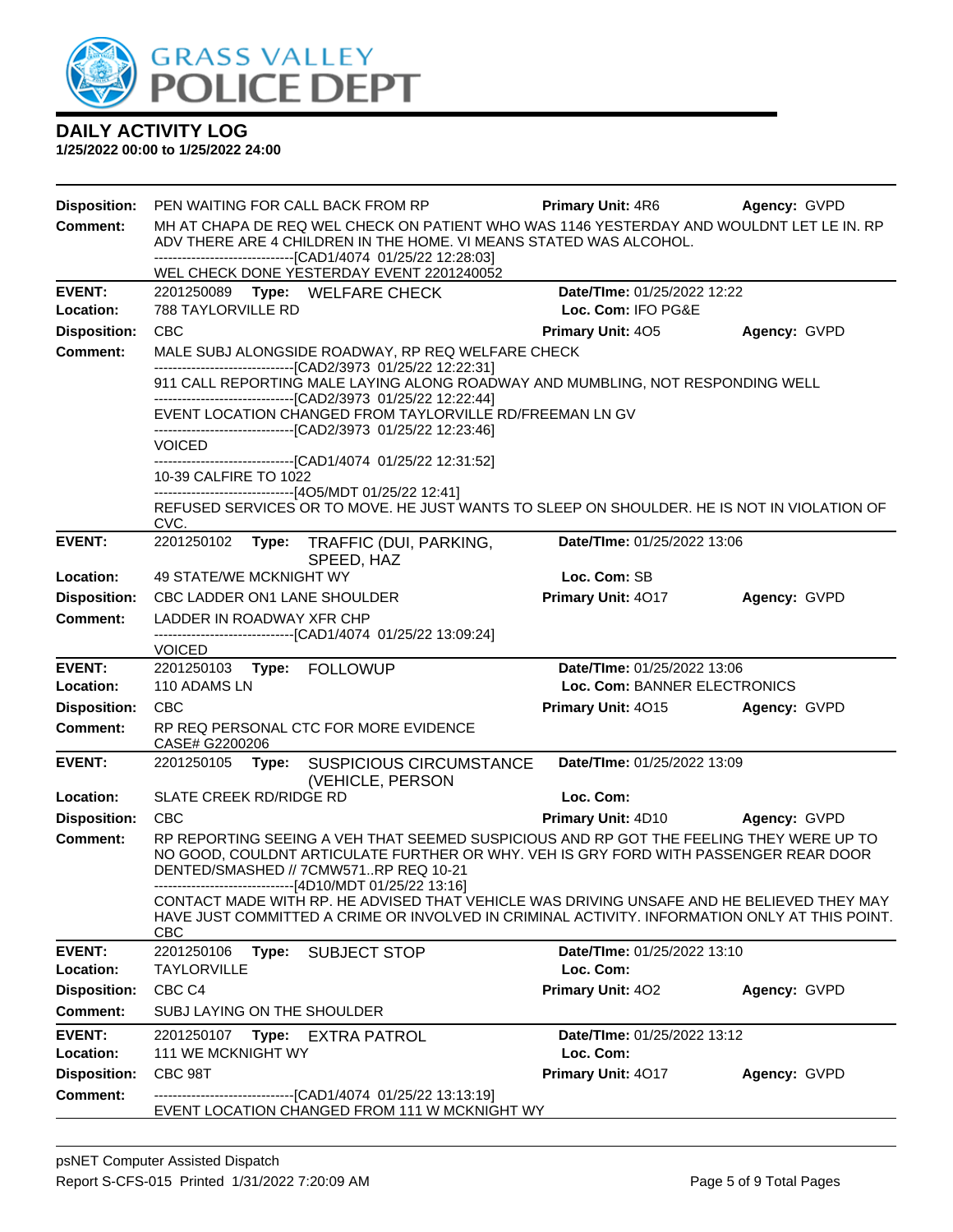# DAILY ACTIVITY LOG

**1/25/2022 00:00 to 1/25/2022 24:00**

**Disposition:** PEN WAITING FOR CALL BACK FROM RP  **Primary Unit:** 4R6  **Agency:** GVPD

**Comment:** MH AT CHAPA DE REQ WEL CHECK ON PATIENT WHO WAS 1146 YESTERDAY AND WOULDNT LET LE IN. RP ADV THERE ARE 4 CHILDREN IN THE HOME. VI MEANS STATED WAS ALCOHOL.
------------------------------[CAD1/4074 01/25/22 12:28:03]
WEL CHECK DONE YESTERDAY EVENT 2201240052

---

**EVENT:** 2201250089  **Type:** WELFARE CHECK  **Date/TIme:** 01/25/2022 12:22
**Location:** 788 TAYLORVILLE RD  **Loc. Com:** IFO PG&E
**Disposition:** CBC  **Primary Unit:** 4O5  **Agency:** GVPD
**Comment:** MALE SUBJ ALONGSIDE ROADWAY, RP REQ WELFARE CHECK
------------------------------[CAD2/3973 01/25/22 12:22:31]
911 CALL REPORTING MALE LAYING ALONG ROADWAY AND MUMBLING, NOT RESPONDING WELL
------------------------------[CAD2/3973 01/25/22 12:22:44]
EVENT LOCATION CHANGED FROM TAYLORVILLE RD/FREEMAN LN GV
------------------------------[CAD2/3973 01/25/22 12:23:46]
VOICED
------------------------------[CAD1/4074 01/25/22 12:31:52]
10-39 CALFIRE TO 1022
------------------------------[4O5/MDT 01/25/22 12:41]
REFUSED SERVICES OR TO MOVE. HE JUST WANTS TO SLEEP ON SHOULDER. HE IS NOT IN VIOLATION OF CVC.

---

**EVENT:** 2201250102  **Type:** TRAFFIC (DUI, PARKING, SPEED, HAZ  **Date/TIme:** 01/25/2022 13:06
**Location:** 49 STATE/WE MCKNIGHT WY  **Loc. Com:** SB
**Disposition:** CBC LADDER ON1 LANE SHOULDER  **Primary Unit:** 4O17  **Agency:** GVPD
**Comment:** LADDER IN ROADWAY XFR CHP
------------------------------[CAD1/4074 01/25/22 13:09:24]
VOICED

---

**EVENT:** 2201250103  **Type:** FOLLOWUP  **Date/TIme:** 01/25/2022 13:06
**Location:** 110 ADAMS LN  **Loc. Com:** BANNER ELECTRONICS
**Disposition:** CBC  **Primary Unit:** 4O15  **Agency:** GVPD
**Comment:** RP REQ PERSONAL CTC FOR MORE EVIDENCE
CASE# G2200206

---

**EVENT:** 2201250105  **Type:** SUSPICIOUS CIRCUMSTANCE (VEHICLE, PERSON  **Date/TIme:** 01/25/2022 13:09
**Location:** SLATE CREEK RD/RIDGE RD  **Loc. Com:**
**Disposition:** CBC  **Primary Unit:** 4D10  **Agency:** GVPD
**Comment:** RP REPORTING SEEING A VEH THAT SEEMED SUSPICIOUS AND RP GOT THE FEELING THEY WERE UP TO NO GOOD, COULDNT ARTICULATE FURTHER OR WHY. VEH IS GRY FORD WITH PASSENGER REAR DOOR DENTED/SMASHED // 7CMW571..RP REQ 10-21
------------------------------[4D10/MDT 01/25/22 13:16]
CONTACT MADE WITH RP. HE ADVISED THAT VEHICLE WAS DRIVING UNSAFE AND HE BELIEVED THEY MAY HAVE JUST COMMITTED A CRIME OR INVOLVED IN CRIMINAL ACTIVITY. INFORMATION ONLY AT THIS POINT. CBC

---

**EVENT:** 2201250106  **Type:** SUBJECT STOP  **Date/TIme:** 01/25/2022 13:10
**Location:** TAYLORVILLE  **Loc. Com:**
**Disposition:** CBC C4  **Primary Unit:** 4O2  **Agency:** GVPD
**Comment:** SUBJ LAYING ON THE SHOULDER

---

**EVENT:** 2201250107  **Type:** EXTRA PATROL  **Date/TIme:** 01/25/2022 13:12
**Location:** 111 WE MCKNIGHT WY  **Loc. Com:**
**Disposition:** CBC 98T  **Primary Unit:** 4O17  **Agency:** GVPD
**Comment:** ------------------------------[CAD1/4074 01/25/22 13:13:19]
EVENT LOCATION CHANGED FROM 111 W MCKNIGHT WY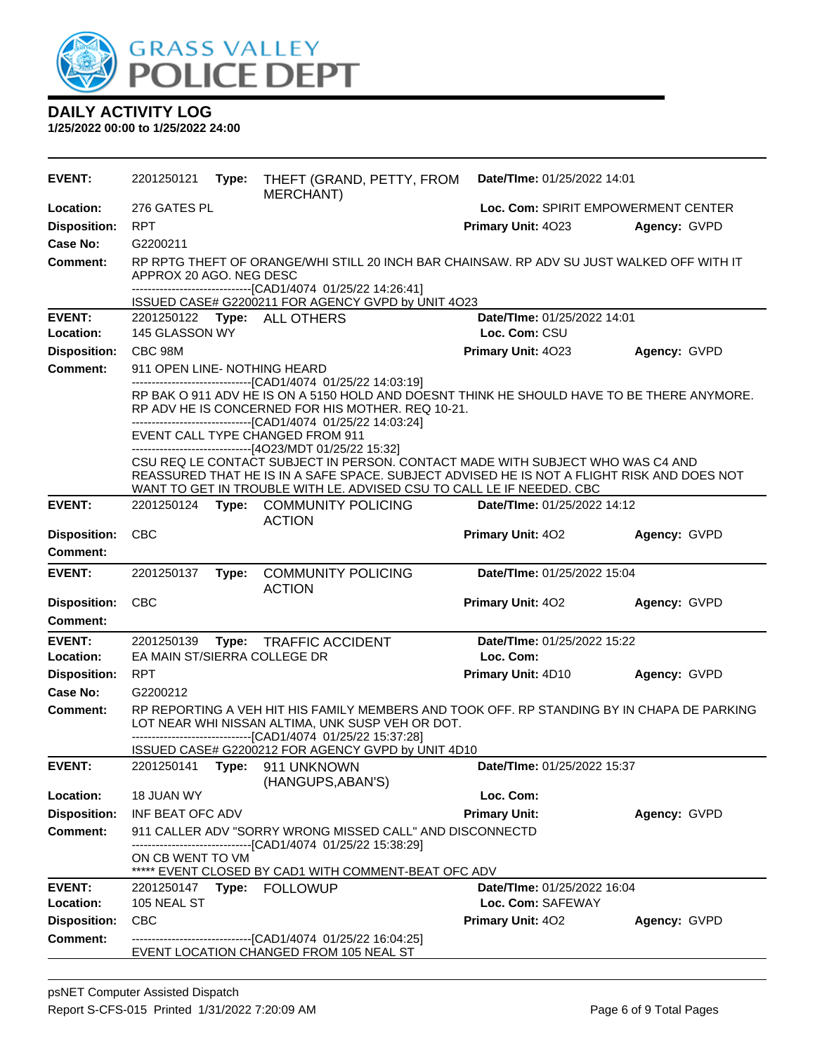# GRASS VALLEY POLICE DEPT

## DAILY ACTIVITY LOG

**1/25/2022 00:00 to 1/25/2022 24:00**

---

**EVENT:** 2201250121 **Type:** THEFT (GRAND, PETTY, FROM MERCHANT) **Date/TIme:** 01/25/2022 14:01
**Location:** 276 GATES PL **Loc. Com:** SPIRIT EMPOWERMENT CENTER
**Disposition:** RPT **Primary Unit:** 4O23 **Agency:** GVPD
**Case No:** G2200211
**Comment:** RP RPTG THEFT OF ORANGE/WHI STILL 20 INCH BAR CHAINSAW. RP ADV SU JUST WALKED OFF WITH IT APPROX 20 AGO. NEG DESC
-------------------------------[CAD1/4074 01/25/22 14:26:41]
ISSUED CASE# G2200211 FOR AGENCY GVPD by UNIT 4O23

---

**EVENT:** 2201250122 **Type:** ALL OTHERS **Date/TIme:** 01/25/2022 14:01
**Location:** 145 GLASSON WY **Loc. Com:** CSU
**Disposition:** CBC 98M **Primary Unit:** 4O23 **Agency:** GVPD
**Comment:** 911 OPEN LINE- NOTHING HEARD
-------------------------------[CAD1/4074 01/25/22 14:03:19]
RP BAK O 911 ADV HE IS ON A 5150 HOLD AND DOESNT THINK HE SHOULD HAVE TO BE THERE ANYMORE. RP ADV HE IS CONCERNED FOR HIS MOTHER. REQ 10-21.
-------------------------------[CAD1/4074 01/25/22 14:03:24]
EVENT CALL TYPE CHANGED FROM 911
-------------------------------[4O23/MDT 01/25/22 15:32]
CSU REQ LE CONTACT SUBJECT IN PERSON. CONTACT MADE WITH SUBJECT WHO WAS C4 AND REASSURED THAT HE IS IN A SAFE SPACE. SUBJECT ADVISED HE IS NOT A FLIGHT RISK AND DOES NOT WANT TO GET IN TROUBLE WITH LE. ADVISED CSU TO CALL LE IF NEEDED. CBC

---

**EVENT:** 2201250124 **Type:** COMMUNITY POLICING ACTION **Date/TIme:** 01/25/2022 14:12
**Disposition:** CBC **Primary Unit:** 4O2 **Agency:** GVPD
**Comment:**

---

**EVENT:** 2201250137 **Type:** COMMUNITY POLICING ACTION **Date/TIme:** 01/25/2022 15:04
**Disposition:** CBC **Primary Unit:** 4O2 **Agency:** GVPD
**Comment:**

---

**EVENT:** 2201250139 **Type:** TRAFFIC ACCIDENT **Date/TIme:** 01/25/2022 15:22
**Location:** EA MAIN ST/SIERRA COLLEGE DR **Loc. Com:**
**Disposition:** RPT **Primary Unit:** 4D10 **Agency:** GVPD
**Case No:** G2200212
**Comment:** RP REPORTING A VEH HIT HIS FAMILY MEMBERS AND TOOK OFF. RP STANDING BY IN CHAPA DE PARKING LOT NEAR WHI NISSAN ALTIMA, UNK SUSP VEH OR DOT.
-------------------------------[CAD1/4074 01/25/22 15:37:28]
ISSUED CASE# G2200212 FOR AGENCY GVPD by UNIT 4D10

---

**EVENT:** 2201250141 **Type:** 911 UNKNOWN (HANGUPS,ABAN'S) **Date/TIme:** 01/25/2022 15:37
**Location:** 18 JUAN WY **Loc. Com:**
**Disposition:** INF BEAT OFC ADV **Primary Unit:** **Agency:** GVPD
**Comment:** 911 CALLER ADV "SORRY WRONG MISSED CALL" AND DISCONNECTD
-------------------------------[CAD1/4074 01/25/22 15:38:29]
ON CB WENT TO VM
***** EVENT CLOSED BY CAD1 WITH COMMENT-BEAT OFC ADV

---

**EVENT:** 2201250147 **Type:** FOLLOWUP **Date/TIme:** 01/25/2022 16:04
**Location:** 105 NEAL ST **Loc. Com:** SAFEWAY
**Disposition:** CBC **Primary Unit:** 4O2 **Agency:** GVPD
**Comment:** -------------------------------[CAD1/4074 01/25/22 16:04:25]
EVENT LOCATION CHANGED FROM 105 NEAL ST

---

psNET Computer Assisted Dispatch
Report S-CFS-015 Printed 1/31/2022 7:20:09 AM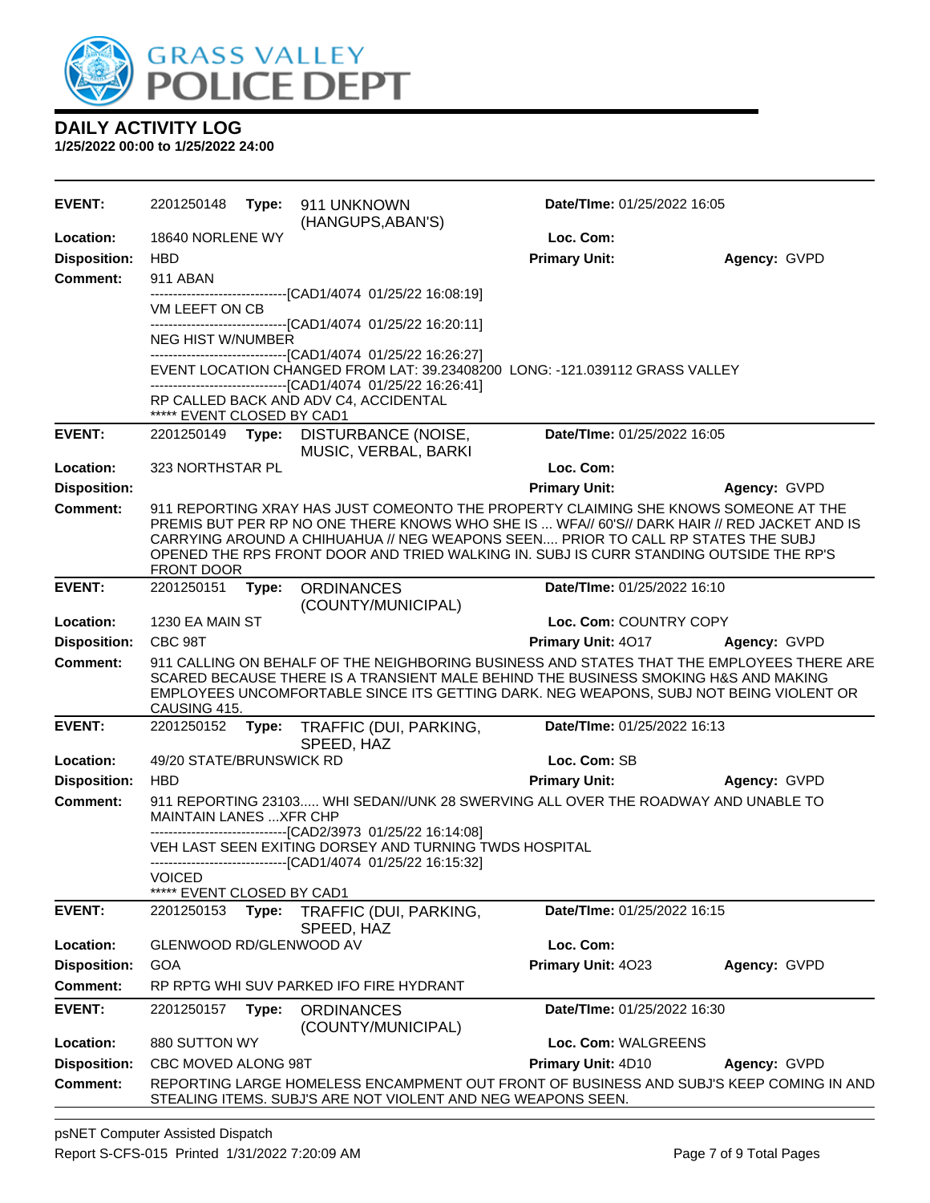# DAILY ACTIVITY LOG

**1/25/2022 00:00 to 1/25/2022 24:00**

| | | | |
|---|---|---|---|
| **EVENT:** | 2201250148 **Type:** 911 UNKNOWN (HANGUPS,ABAN'S) | **Date/TIme:** 01/25/2022 16:05 | |
| **Location:** | 18640 NORLENE WY | **Loc. Com:** | |
| **Disposition:** | HBD | **Primary Unit:** | **Agency:** GVPD |
| **Comment:** | 911 ABAN<br>------------------------------[CAD1/4074 01/25/22 16:08:19]<br>VM LEEFT ON CB<br>------------------------------[CAD1/4074 01/25/22 16:20:11]<br>NEG HIST W/NUMBER<br>------------------------------[CAD1/4074 01/25/22 16:26:27]<br>EVENT LOCATION CHANGED FROM LAT: 39.23408200 LONG: -121.039112 GRASS VALLEY<br>------------------------------[CAD1/4074 01/25/22 16:26:41]<br>RP CALLED BACK AND ADV C4, ACCIDENTAL<br>***** EVENT CLOSED BY CAD1 | | |
| **EVENT:** | 2201250149 **Type:** DISTURBANCE (NOISE, MUSIC, VERBAL, BARKI | **Date/TIme:** 01/25/2022 16:05 | |
| **Location:** | 323 NORTHSTAR PL | **Loc. Com:** | |
| **Disposition:** | | **Primary Unit:** | **Agency:** GVPD |
| **Comment:** | 911 REPORTING XRAY HAS JUST COMEONTO THE PROPERTY CLAIMING SHE KNOWS SOMEONE AT THE PREMIS BUT PER RP NO ONE THERE KNOWS WHO SHE IS ... WFA// 60'S// DARK HAIR // RED JACKET AND IS CARRYING AROUND A CHIHUAHUA // NEG WEAPONS SEEN.... PRIOR TO CALL RP STATES THE SUBJ OPENED THE RPS FRONT DOOR AND TRIED WALKING IN. SUBJ IS CURR STANDING OUTSIDE THE RP'S FRONT DOOR | | |
| **EVENT:** | 2201250151 **Type:** ORDINANCES (COUNTY/MUNICIPAL) | **Date/TIme:** 01/25/2022 16:10 | |
| **Location:** | 1230 EA MAIN ST | **Loc. Com:** COUNTRY COPY | |
| **Disposition:** | CBC 98T | **Primary Unit:** 4O17 | **Agency:** GVPD |
| **Comment:** | 911 CALLING ON BEHALF OF THE NEIGHBORING BUSINESS AND STATES THAT THE EMPLOYEES THERE ARE SCARED BECAUSE THERE IS A TRANSIENT MALE BEHIND THE BUSINESS SMOKING H&S AND MAKING EMPLOYEES UNCOMFORTABLE SINCE ITS GETTING DARK. NEG WEAPONS, SUBJ NOT BEING VIOLENT OR CAUSING 415. | | |
| **EVENT:** | 2201250152 **Type:** TRAFFIC (DUI, PARKING, SPEED, HAZ | **Date/TIme:** 01/25/2022 16:13 | |
| **Location:** | 49/20 STATE/BRUNSWICK RD | **Loc. Com:** SB | |
| **Disposition:** | HBD | **Primary Unit:** | **Agency:** GVPD |
| **Comment:** | 911 REPORTING 23103..... WHI SEDAN//UNK 28 SWERVING ALL OVER THE ROADWAY AND UNABLE TO MAINTAIN LANES ...XFR CHP<br>------------------------------[CAD2/3973 01/25/22 16:14:08]<br>VEH LAST SEEN EXITING DORSEY AND TURNING TWDS HOSPITAL<br>------------------------------[CAD1/4074 01/25/22 16:15:32]<br>VOICED<br>***** EVENT CLOSED BY CAD1 | | |
| **EVENT:** | 2201250153 **Type:** TRAFFIC (DUI, PARKING, SPEED, HAZ | **Date/TIme:** 01/25/2022 16:15 | |
| **Location:** | GLENWOOD RD/GLENWOOD AV | **Loc. Com:** | |
| **Disposition:** | GOA | **Primary Unit:** 4O23 | **Agency:** GVPD |
| **Comment:** | RP RPTG WHI SUV PARKED IFO FIRE HYDRANT | | |
| **EVENT:** | 2201250157 **Type:** ORDINANCES (COUNTY/MUNICIPAL) | **Date/TIme:** 01/25/2022 16:30 | |
| **Location:** | 880 SUTTON WY | **Loc. Com:** WALGREENS | |
| **Disposition:** | CBC MOVED ALONG 98T | **Primary Unit:** 4D10 | **Agency:** GVPD |
| **Comment:** | REPORTING LARGE HOMELESS ENCAMPMENT OUT FRONT OF BUSINESS AND SUBJ'S KEEP COMING IN AND STEALING ITEMS. SUBJ'S ARE NOT VIOLENT AND NEG WEAPONS SEEN. | | |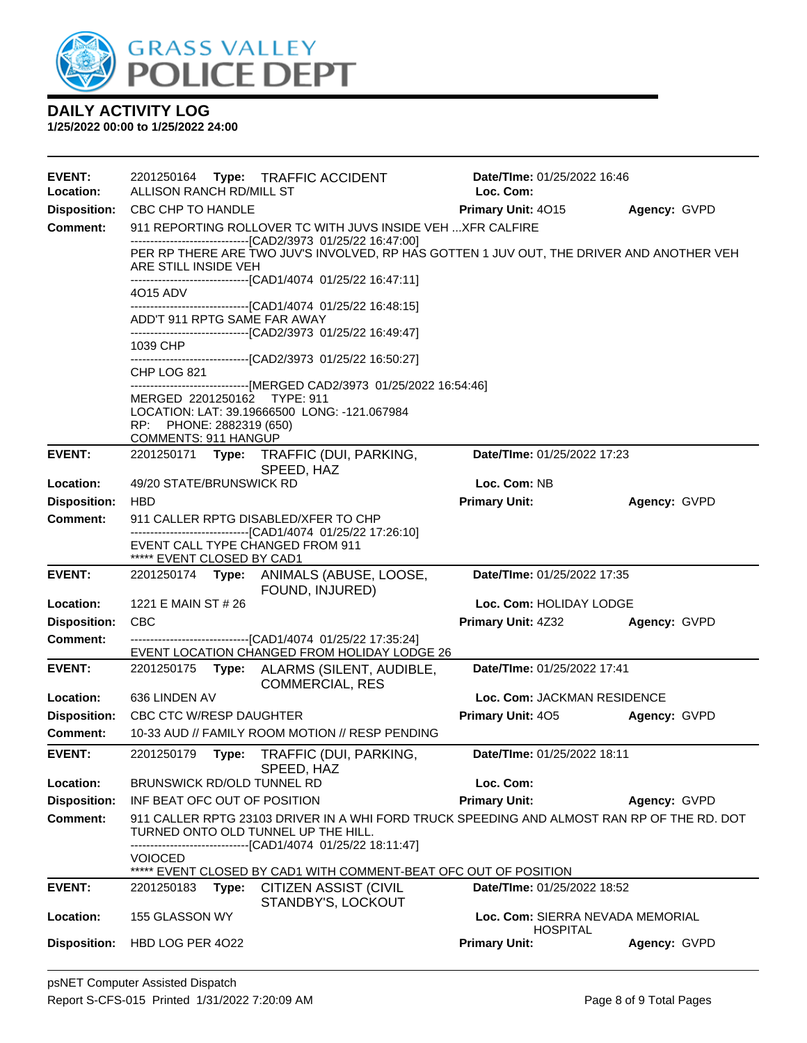GRASS VALLEY POLICE DEPT

## DAILY ACTIVITY LOG

**1/25/2022 00:00 to 1/25/2022 24:00**

---

**EVENT:** 2201250164 **Type:** TRAFFIC ACCIDENT **Date/TIme:** 01/25/2022 16:46
**Location:** ALLISON RANCH RD/MILL ST **Loc. Com:**
**Disposition:** CBC CHP TO HANDLE **Primary Unit:** 4O15 **Agency:** GVPD
**Comment:** 911 REPORTING ROLLOVER TC WITH JUVS INSIDE VEH ...XFR CALFIRE

-------------------------------[CAD2/3973 01/25/22 16:47:00]
PER RP THERE ARE TWO JUV'S INVOLVED, RP HAS GOTTEN 1 JUV OUT, THE DRIVER AND ANOTHER VEH ARE STILL INSIDE VEH
-------------------------------[CAD1/4074 01/25/22 16:47:11]
4O15 ADV
-------------------------------[CAD1/4074 01/25/22 16:48:15]
ADD'T 911 RPTG SAME FAR AWAY
-------------------------------[CAD2/3973 01/25/22 16:49:47]
1039 CHP
-------------------------------[CAD2/3973 01/25/22 16:50:27]
CHP LOG 821
------------------------------[MERGED CAD2/3973 01/25/2022 16:54:46]
MERGED 2201250162 TYPE: 911
LOCATION: LAT: 39.19666500 LONG: -121.067984
RP: PHONE: 2882319 (650)
COMMENTS: 911 HANGUP

---

**EVENT:** 2201250171 **Type:** TRAFFIC (DUI, PARKING, SPEED, HAZ **Date/TIme:** 01/25/2022 17:23
**Location:** 49/20 STATE/BRUNSWICK RD **Loc. Com:** NB
**Disposition:** HBD **Primary Unit:** **Agency:** GVPD
**Comment:** 911 CALLER RPTG DISABLED/XFER TO CHP

-------------------------------[CAD1/4074 01/25/22 17:26:10]
EVENT CALL TYPE CHANGED FROM 911
***** EVENT CLOSED BY CAD1

---

**EVENT:** 2201250174 **Type:** ANIMALS (ABUSE, LOOSE, FOUND, INJURED) **Date/TIme:** 01/25/2022 17:35
**Location:** 1221 E MAIN ST # 26 **Loc. Com:** HOLIDAY LODGE
**Disposition:** CBC **Primary Unit:** 4Z32 **Agency:** GVPD
**Comment:** -------------------------------[CAD1/4074 01/25/22 17:35:24]
EVENT LOCATION CHANGED FROM HOLIDAY LODGE 26

---

**EVENT:** 2201250175 **Type:** ALARMS (SILENT, AUDIBLE, COMMERCIAL, RES **Date/TIme:** 01/25/2022 17:41
**Location:** 636 LINDEN AV **Loc. Com:** JACKMAN RESIDENCE
**Disposition:** CBC CTC W/RESP DAUGHTER **Primary Unit:** 4O5 **Agency:** GVPD
**Comment:** 10-33 AUD // FAMILY ROOM MOTION // RESP PENDING

---

**EVENT:** 2201250179 **Type:** TRAFFIC (DUI, PARKING, SPEED, HAZ **Date/TIme:** 01/25/2022 18:11
**Location:** BRUNSWICK RD/OLD TUNNEL RD **Loc. Com:**
**Disposition:** INF BEAT OFC OUT OF POSITION **Primary Unit:** **Agency:** GVPD
**Comment:** 911 CALLER RPTG 23103 DRIVER IN A WHI FORD TRUCK SPEEDING AND ALMOST RAN RP OF THE RD. DOT TURNED ONTO OLD TUNNEL UP THE HILL.

-------------------------------[CAD1/4074 01/25/22 18:11:47]
VOICED
***** EVENT CLOSED BY CAD1 WITH COMMENT-BEAT OFC OUT OF POSITION

---

**EVENT:** 2201250183 **Type:** CITIZEN ASSIST (CIVIL STANDBY'S, LOCKOUT **Date/TIme:** 01/25/2022 18:52
**Location:** 155 GLASSON WY **Loc. Com:** SIERRA NEVADA MEMORIAL HOSPITAL
**Disposition:** HBD LOG PER 4O22 **Primary Unit:** **Agency:** GVPD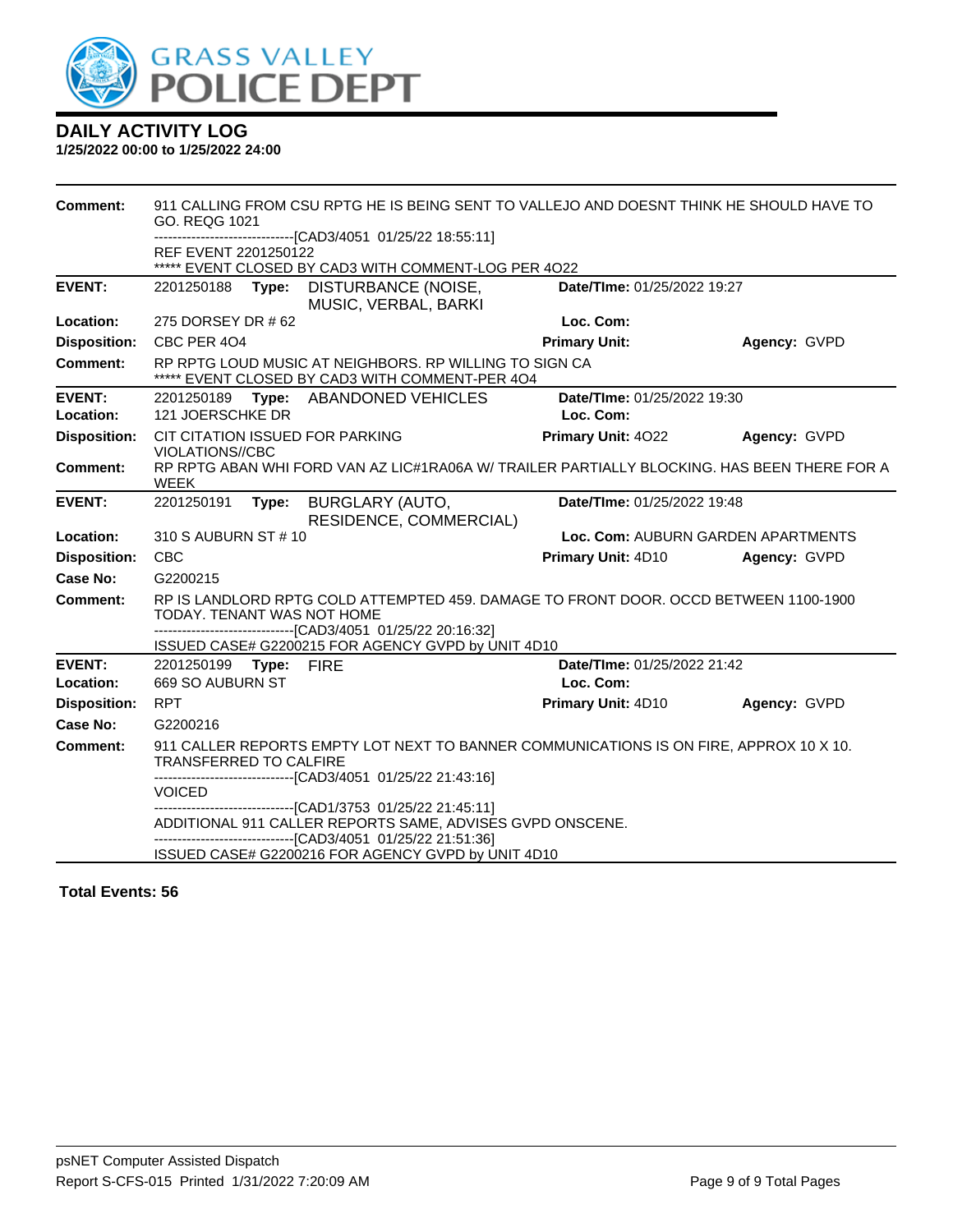# GRASS VALLEY POLICE DEPT

## DAILY ACTIVITY LOG

**1/25/2022 00:00 to 1/25/2022 24:00**

**Comment:** 911 CALLING FROM CSU RPTG HE IS BEING SENT TO VALLEJO AND DOESNT THINK HE SHOULD HAVE TO GO. REQG 1021
------------------------------[CAD3/4051 01/25/22 18:55:11]
REF EVENT 2201250122
***** EVENT CLOSED BY CAD3 WITH COMMENT-LOG PER 4O22

---

**EVENT:** 2201250188 **Type:** DISTURBANCE (NOISE, MUSIC, VERBAL, BARKI **Date/TIme:** 01/25/2022 19:27
**Location:** 275 DORSEY DR # 62 **Loc. Com:**
**Disposition:** CBC PER 4O4 **Primary Unit:** **Agency:** GVPD
**Comment:** RP RPTG LOUD MUSIC AT NEIGHBORS. RP WILLING TO SIGN CA
***** EVENT CLOSED BY CAD3 WITH COMMENT-PER 4O4

---

**EVENT:** 2201250189 **Type:** ABANDONED VEHICLES **Date/TIme:** 01/25/2022 19:30
**Location:** 121 JOERSCHKE DR **Loc. Com:**
**Disposition:** CIT CITATION ISSUED FOR PARKING VIOLATIONS//CBC **Primary Unit:** 4O22 **Agency:** GVPD
**Comment:** RP RPTG ABAN WHI FORD VAN AZ LIC#1RA06A W/ TRAILER PARTIALLY BLOCKING. HAS BEEN THERE FOR A WEEK

---

**EVENT:** 2201250191 **Type:** BURGLARY (AUTO, RESIDENCE, COMMERCIAL) **Date/TIme:** 01/25/2022 19:48
**Location:** 310 S AUBURN ST # 10 **Loc. Com:** AUBURN GARDEN APARTMENTS
**Disposition:** CBC **Primary Unit:** 4D10 **Agency:** GVPD
**Case No:** G2200215
**Comment:** RP IS LANDLORD RPTG COLD ATTEMPTED 459. DAMAGE TO FRONT DOOR. OCCD BETWEEN 1100-1900 TODAY. TENANT WAS NOT HOME
------------------------------[CAD3/4051 01/25/22 20:16:32]
ISSUED CASE# G2200215 FOR AGENCY GVPD by UNIT 4D10

---

**EVENT:** 2201250199 **Type:** FIRE **Date/TIme:** 01/25/2022 21:42
**Location:** 669 SO AUBURN ST **Loc. Com:**
**Disposition:** RPT **Primary Unit:** 4D10 **Agency:** GVPD
**Case No:** G2200216
**Comment:** 911 CALLER REPORTS EMPTY LOT NEXT TO BANNER COMMUNICATIONS IS ON FIRE, APPROX 10 X 10. TRANSFERRED TO CALFIRE
------------------------------[CAD3/4051 01/25/22 21:43:16]
VOICED
------------------------------[CAD1/3753 01/25/22 21:45:11]
ADDITIONAL 911 CALLER REPORTS SAME, ADVISES GVPD ONSCENE.
------------------------------[CAD3/4051 01/25/22 21:51:36]
ISSUED CASE# G2200216 FOR AGENCY GVPD by UNIT 4D10

---

**Total Events: 56**